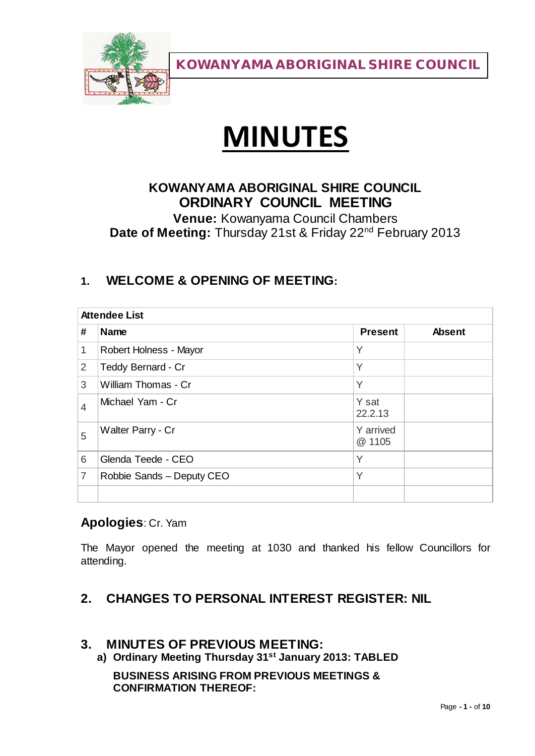**KOWANYAMA ABORIGINAL SHIRE COUNCIL**

# MINUTES

## KOWANYAMA ABORIGINAL SHIRE COUNCIL
## ORDINARY COUNCIL MEETING

**Venue:** Kowanyama Council Chambers
**Date of Meeting:** Thursday 21st & Friday 22nd February 2013

## 1. WELCOME & OPENING OF MEETING:

| Attendee List | | | |
|---|---|---|---|
| **#** | **Name** | **Present** | **Absent** |
| 1 | Robert Holness - Mayor | Y | |
| 2 | Teddy Bernard - Cr | Y | |
| 3 | William Thomas - Cr | Y | |
| 4 | Michael Yam - Cr | Y sat 22.2.13 | |
| 5 | Walter Parry - Cr | Y arrived @ 1105 | |
| 6 | Glenda Teede - CEO | Y | |
| 7 | Robbie Sands – Deputy CEO | Y | |
| | | | |

**Apologies**: Cr. Yam

The Mayor opened the meeting at 1030 and thanked his fellow Councillors for attending.

## 2. CHANGES TO PERSONAL INTEREST REGISTER: NIL

## 3. MINUTES OF PREVIOUS MEETING:

**a) Ordinary Meeting Thursday 31st January 2013: TABLED**

**BUSINESS ARISING FROM PREVIOUS MEETINGS & CONFIRMATION THEREOF:**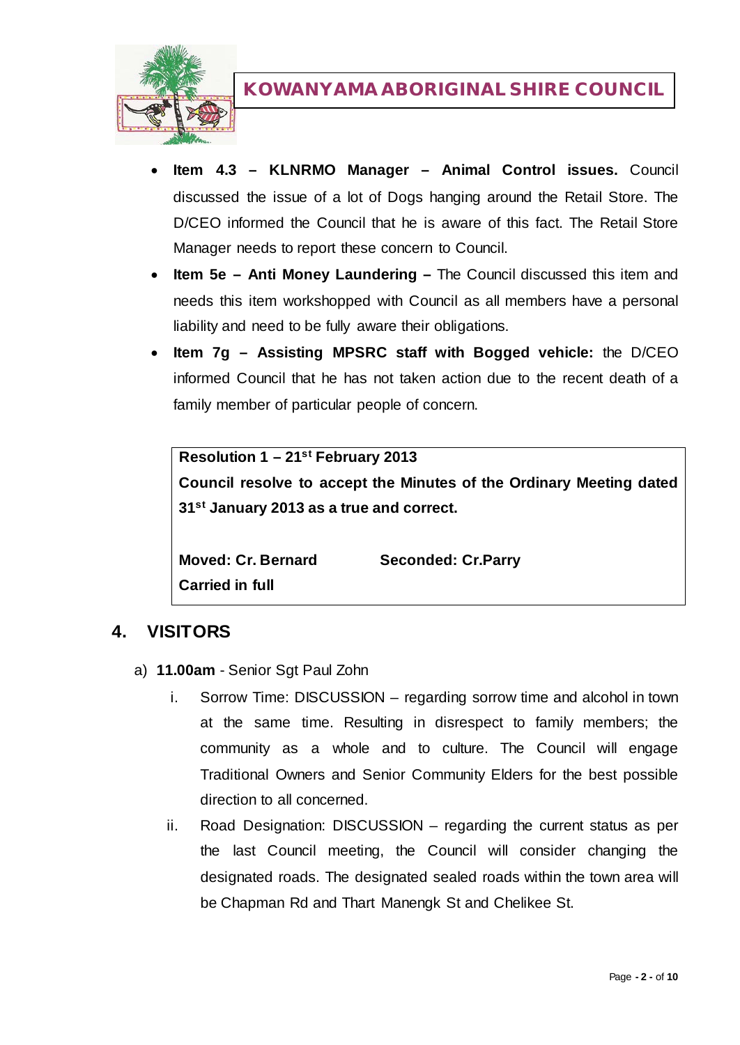- **Item 4.3 – KLNRMO Manager – Animal Control issues.** Council discussed the issue of a lot of Dogs hanging around the Retail Store. The D/CEO informed the Council that he is aware of this fact. The Retail Store Manager needs to report these concern to Council.
- **Item 5e – Anti Money Laundering –** The Council discussed this item and needs this item workshopped with Council as all members have a personal liability and need to be fully aware their obligations.
- **Item 7g – Assisting MPSRC staff with Bogged vehicle:** the D/CEO informed Council that he has not taken action due to the recent death of a family member of particular people of concern.

> **Resolution 1 – 21st February 2013**
>
> **Council resolve to accept the Minutes of the Ordinary Meeting dated 31st January 2013 as a true and correct.**
>
> **Moved: Cr. Bernard** **Seconded: Cr.Parry**
>
> **Carried in full**

## 4. VISITORS

a) **11.00am** - Senior Sgt Paul Zohn

i. Sorrow Time: DISCUSSION – regarding sorrow time and alcohol in town at the same time. Resulting in disrespect to family members; the community as a whole and to culture. The Council will engage Traditional Owners and Senior Community Elders for the best possible direction to all concerned.

ii. Road Designation: DISCUSSION – regarding the current status as per the last Council meeting, the Council will consider changing the designated roads. The designated sealed roads within the town area will be Chapman Rd and Thart Manengk St and Chelikee St.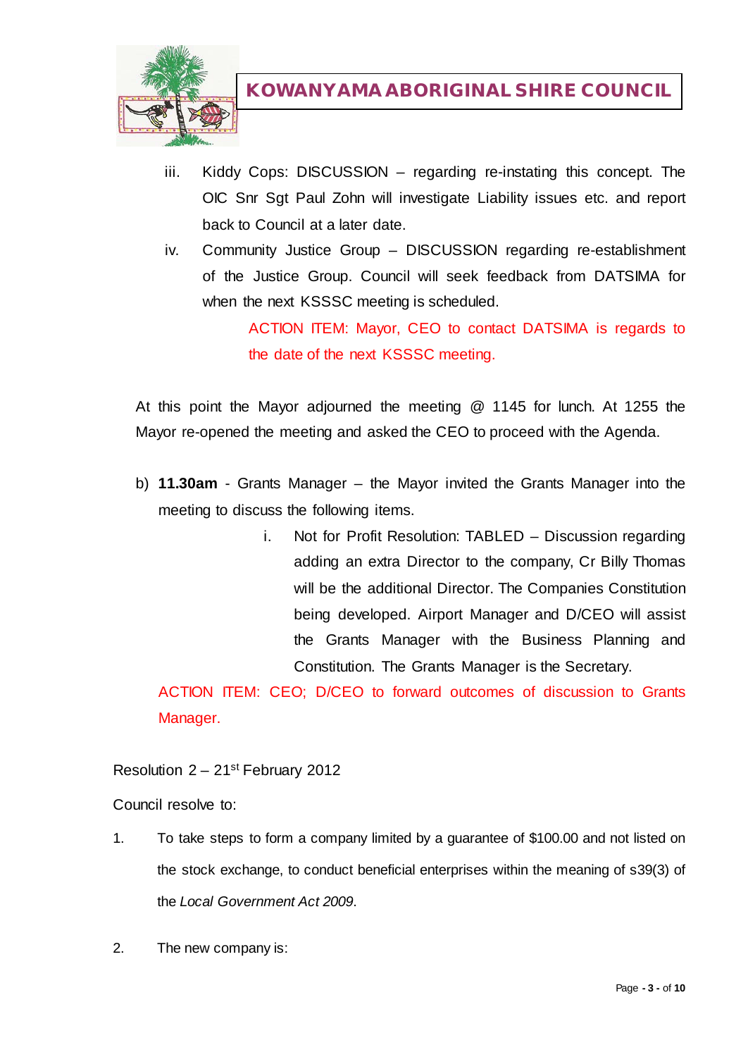iii. Kiddy Cops: DISCUSSION – regarding re-instating this concept. The OIC Snr Sgt Paul Zohn will investigate Liability issues etc. and report back to Council at a later date.

iv. Community Justice Group – DISCUSSION regarding re-establishment of the Justice Group. Council will seek feedback from DATSIMA for when the next KSSSC meeting is scheduled.

ACTION ITEM: Mayor, CEO to contact DATSIMA is regards to the date of the next KSSSC meeting.

At this point the Mayor adjourned the meeting @ 1145 for lunch. At 1255 the Mayor re-opened the meeting and asked the CEO to proceed with the Agenda.

b) **11.30am** - Grants Manager – the Mayor invited the Grants Manager into the meeting to discuss the following items.

i. Not for Profit Resolution: TABLED – Discussion regarding adding an extra Director to the company, Cr Billy Thomas will be the additional Director. The Companies Constitution being developed. Airport Manager and D/CEO will assist the Grants Manager with the Business Planning and Constitution. The Grants Manager is the Secretary.

ACTION ITEM: CEO; D/CEO to forward outcomes of discussion to Grants Manager.

Resolution 2 – 21st February 2012

Council resolve to:

1. To take steps to form a company limited by a guarantee of $100.00 and not listed on the stock exchange, to conduct beneficial enterprises within the meaning of s39(3) of the *Local Government Act 2009*.

2. The new company is: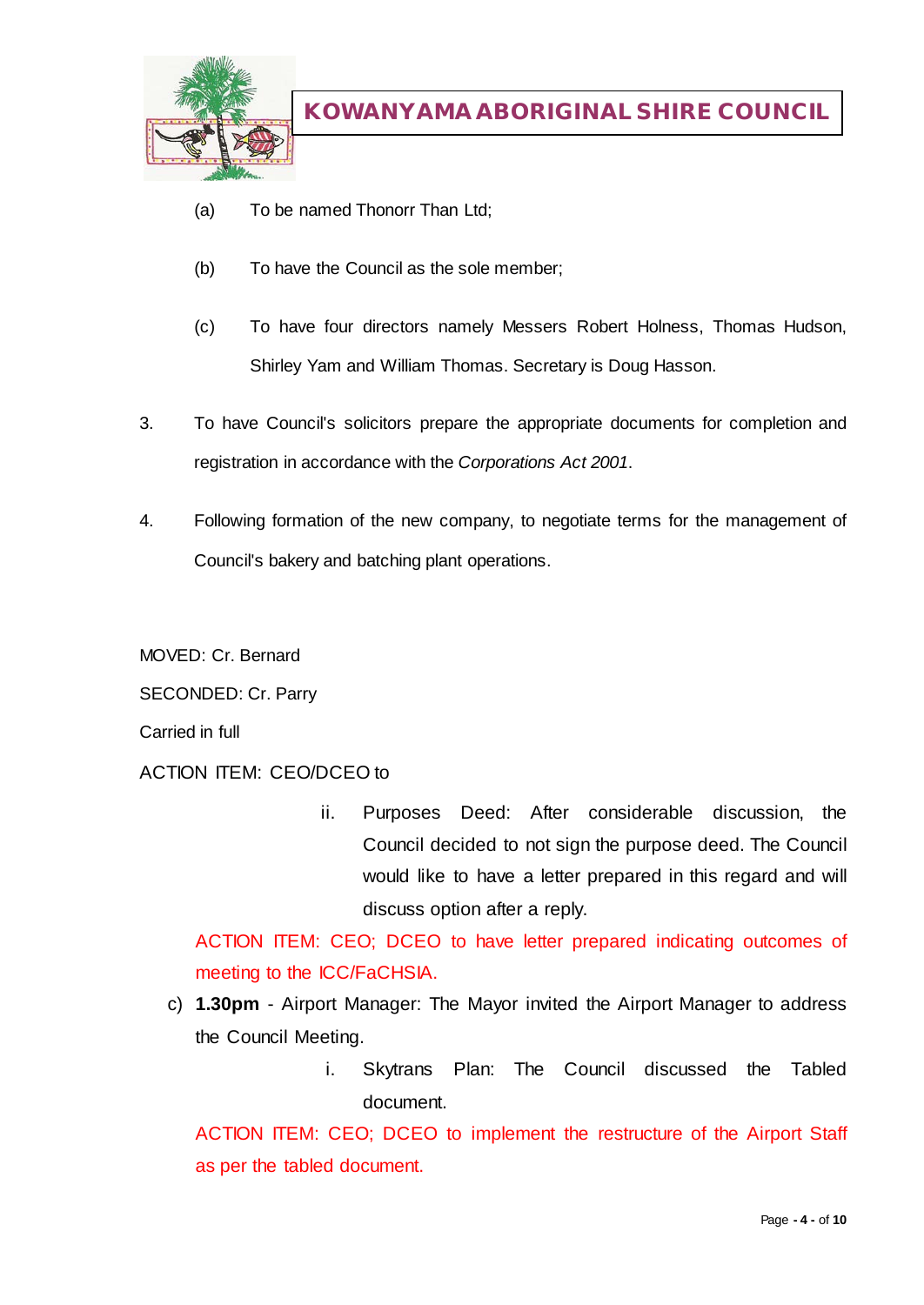(a) To be named Thonorr Than Ltd;

(b) To have the Council as the sole member;

(c) To have four directors namely Messers Robert Holness, Thomas Hudson, Shirley Yam and William Thomas. Secretary is Doug Hasson.

3. To have Council's solicitors prepare the appropriate documents for completion and registration in accordance with the *Corporations Act 2001*.

4. Following formation of the new company, to negotiate terms for the management of Council's bakery and batching plant operations.

MOVED: Cr. Bernard

SECONDED: Cr. Parry

Carried in full

ACTION ITEM: CEO/DCEO to

ii. Purposes Deed: After considerable discussion, the Council decided to not sign the purpose deed. The Council would like to have a letter prepared in this regard and will discuss option after a reply.

ACTION ITEM: CEO; DCEO to have letter prepared indicating outcomes of meeting to the ICC/FaCHSIA.

c) **1.30pm** - Airport Manager: The Mayor invited the Airport Manager to address the Council Meeting.

i. Skytrans Plan: The Council discussed the Tabled document.

ACTION ITEM: CEO; DCEO to implement the restructure of the Airport Staff as per the tabled document.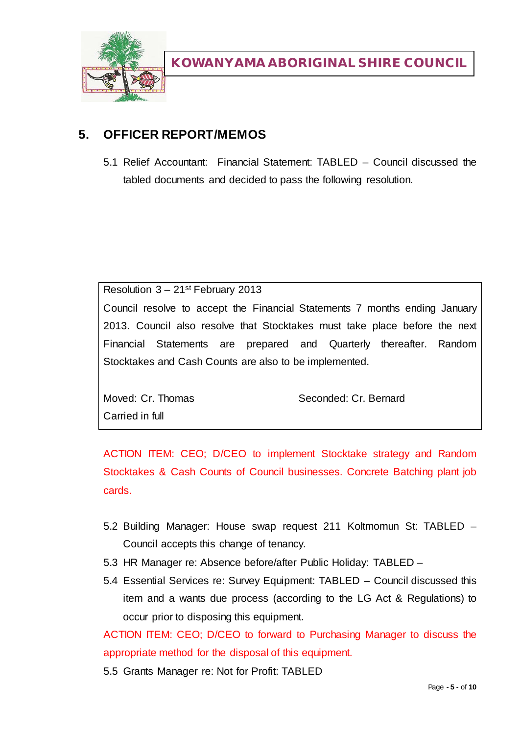## 5. OFFICER REPORT/MEMOS

5.1 Relief Accountant: Financial Statement: TABLED – Council discussed the tabled documents and decided to pass the following resolution.

Resolution 3 – 21st February 2013

Council resolve to accept the Financial Statements 7 months ending January 2013. Council also resolve that Stocktakes must take place before the next Financial Statements are prepared and Quarterly thereafter. Random Stocktakes and Cash Counts are also to be implemented.

Moved: Cr. Thomas Seconded: Cr. Bernard

Carried in full

ACTION ITEM: CEO; D/CEO to implement Stocktake strategy and Random Stocktakes & Cash Counts of Council businesses. Concrete Batching plant job cards.

5.2 Building Manager: House swap request 211 Koltmomun St: TABLED – Council accepts this change of tenancy.

5.3 HR Manager re: Absence before/after Public Holiday: TABLED –

5.4 Essential Services re: Survey Equipment: TABLED – Council discussed this item and a wants due process (according to the LG Act & Regulations) to occur prior to disposing this equipment.

ACTION ITEM: CEO; D/CEO to forward to Purchasing Manager to discuss the appropriate method for the disposal of this equipment.

5.5 Grants Manager re: Not for Profit: TABLED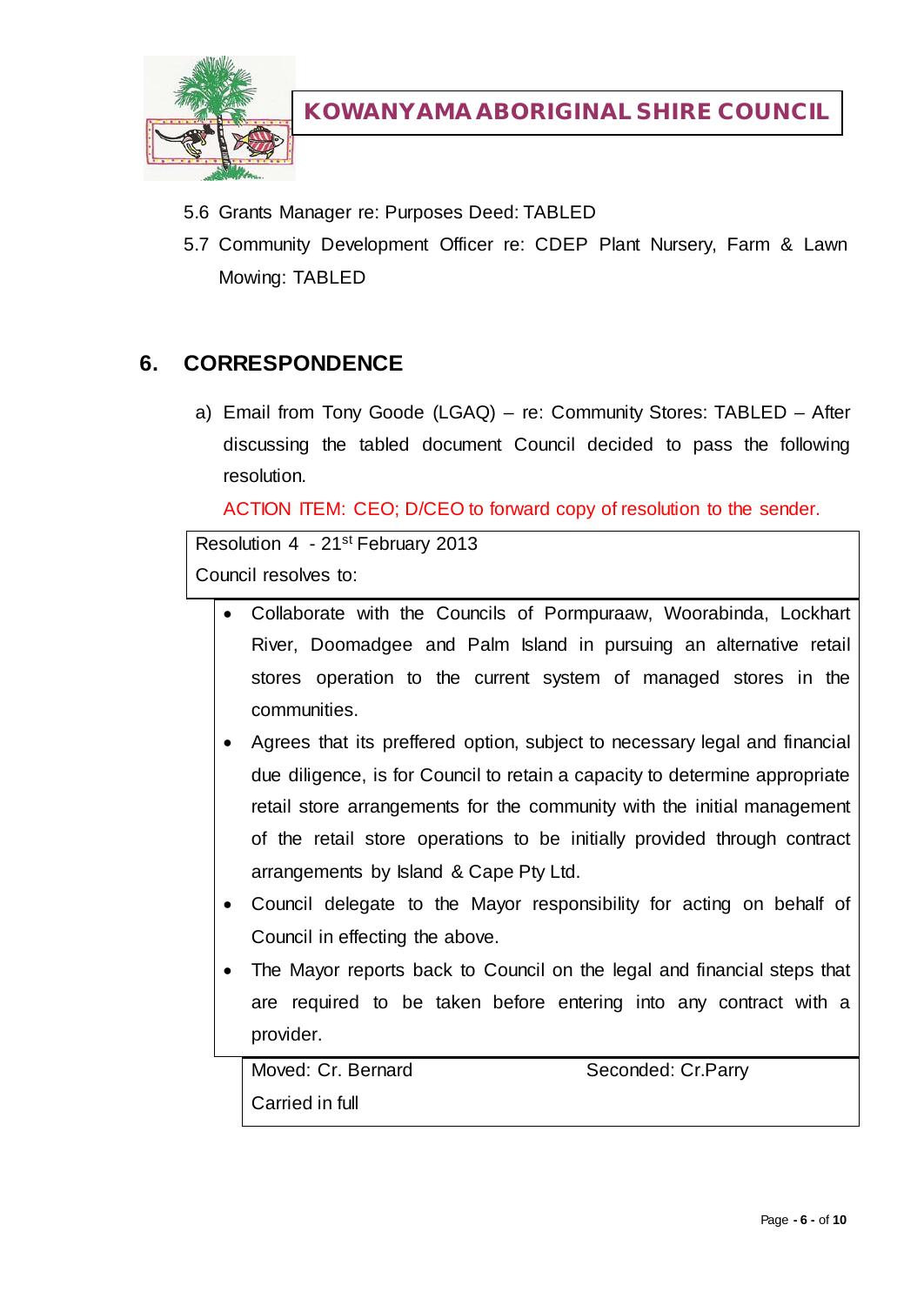5.6 Grants Manager re: Purposes Deed: TABLED

5.7 Community Development Officer re: CDEP Plant Nursery, Farm & Lawn Mowing: TABLED

## 6. CORRESPONDENCE

a) Email from Tony Goode (LGAQ) – re: Community Stores: TABLED – After discussing the tabled document Council decided to pass the following resolution.

ACTION ITEM: CEO; D/CEO to forward copy of resolution to the sender.

Resolution 4 - 21st February 2013

Council resolves to:

- Collaborate with the Councils of Pormpuraaw, Woorabinda, Lockhart River, Doomadgee and Palm Island in pursuing an alternative retail stores operation to the current system of managed stores in the communities.
- Agrees that its preffered option, subject to necessary legal and financial due diligence, is for Council to retain a capacity to determine appropriate retail store arrangements for the community with the initial management of the retail store operations to be initially provided through contract arrangements by Island & Cape Pty Ltd.
- Council delegate to the Mayor responsibility for acting on behalf of Council in effecting the above.
- The Mayor reports back to Council on the legal and financial steps that are required to be taken before entering into any contract with a provider.

Moved: Cr. Bernard    Seconded: Cr.Parry

Carried in full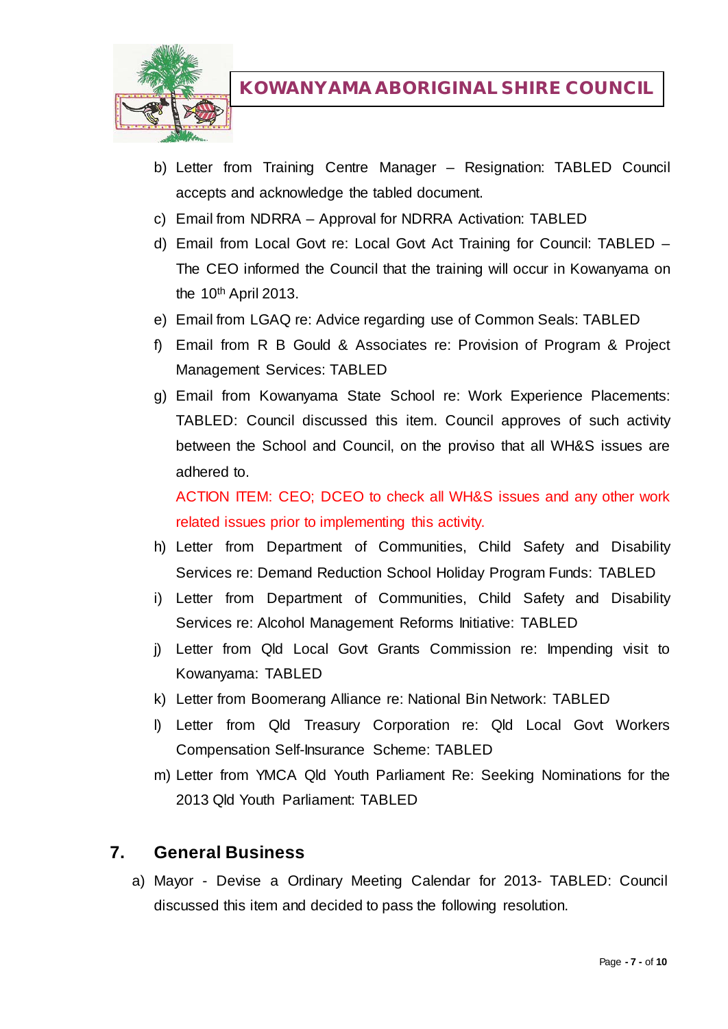b) Letter from Training Centre Manager – Resignation: TABLED Council accepts and acknowledge the tabled document.

c) Email from NDRRA – Approval for NDRRA Activation: TABLED

d) Email from Local Govt re: Local Govt Act Training for Council: TABLED – The CEO informed the Council that the training will occur in Kowanyama on the 10th April 2013.

e) Email from LGAQ re: Advice regarding use of Common Seals: TABLED

f) Email from R B Gould & Associates re: Provision of Program & Project Management Services: TABLED

g) Email from Kowanyama State School re: Work Experience Placements: TABLED: Council discussed this item. Council approves of such activity between the School and Council, on the proviso that all WH&S issues are adhered to.

   ACTION ITEM: CEO; DCEO to check all WH&S issues and any other work related issues prior to implementing this activity.

h) Letter from Department of Communities, Child Safety and Disability Services re: Demand Reduction School Holiday Program Funds: TABLED

i) Letter from Department of Communities, Child Safety and Disability Services re: Alcohol Management Reforms Initiative: TABLED

j) Letter from Qld Local Govt Grants Commission re: Impending visit to Kowanyama: TABLED

k) Letter from Boomerang Alliance re: National Bin Network: TABLED

l) Letter from Qld Treasury Corporation re: Qld Local Govt Workers Compensation Self-Insurance Scheme: TABLED

m) Letter from YMCA Qld Youth Parliament Re: Seeking Nominations for the 2013 Qld Youth Parliament: TABLED

## 7. General Business

a) Mayor - Devise a Ordinary Meeting Calendar for 2013- TABLED: Council discussed this item and decided to pass the following resolution.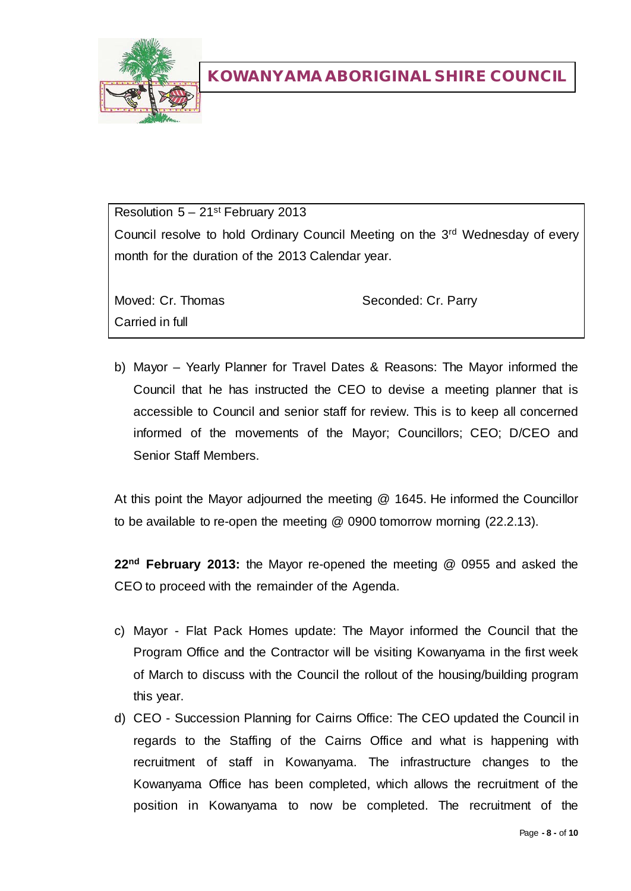Resolution 5 – 21st February 2013

Council resolve to hold Ordinary Council Meeting on the 3rd Wednesday of every month for the duration of the 2013 Calendar year.

Moved: Cr. Thomas    Seconded: Cr. Parry

Carried in full

b) Mayor – Yearly Planner for Travel Dates & Reasons: The Mayor informed the Council that he has instructed the CEO to devise a meeting planner that is accessible to Council and senior staff for review. This is to keep all concerned informed of the movements of the Mayor; Councillors; CEO; D/CEO and Senior Staff Members.

At this point the Mayor adjourned the meeting @ 1645. He informed the Councillor to be available to re-open the meeting @ 0900 tomorrow morning (22.2.13).

**22nd February 2013:** the Mayor re-opened the meeting @ 0955 and asked the CEO to proceed with the remainder of the Agenda.

c) Mayor - Flat Pack Homes update: The Mayor informed the Council that the Program Office and the Contractor will be visiting Kowanyama in the first week of March to discuss with the Council the rollout of the housing/building program this year.

d) CEO - Succession Planning for Cairns Office: The CEO updated the Council in regards to the Staffing of the Cairns Office and what is happening with recruitment of staff in Kowanyama. The infrastructure changes to the Kowanyama Office has been completed, which allows the recruitment of the position in Kowanyama to now be completed. The recruitment of the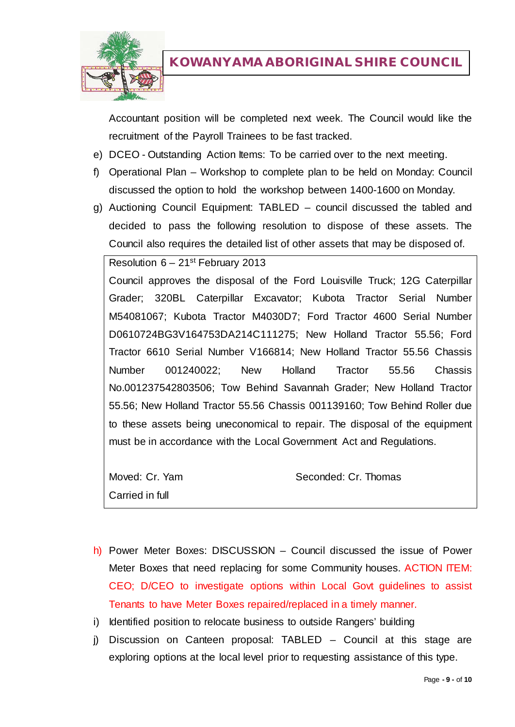Accountant position will be completed next week. The Council would like the recruitment of the Payroll Trainees to be fast tracked.

e) DCEO - Outstanding Action Items: To be carried over to the next meeting.

f) Operational Plan – Workshop to complete plan to be held on Monday: Council discussed the option to hold the workshop between 1400-1600 on Monday.

g) Auctioning Council Equipment: TABLED – council discussed the tabled and decided to pass the following resolution to dispose of these assets. The Council also requires the detailed list of other assets that may be disposed of.

> Resolution 6 – 21st February 2013
>
> Council approves the disposal of the Ford Louisville Truck; 12G Caterpillar Grader; 320BL Caterpillar Excavator; Kubota Tractor Serial Number M54081067; Kubota Tractor M4030D7; Ford Tractor 4600 Serial Number D0610724BG3V164753DA214C111275; New Holland Tractor 55.56; Ford Tractor 6610 Serial Number V166814; New Holland Tractor 55.56 Chassis Number 001240022; New Holland Tractor 55.56 Chassis No.001237542803506; Tow Behind Savannah Grader; New Holland Tractor 55.56; New Holland Tractor 55.56 Chassis 001139160; Tow Behind Roller due to these assets being uneconomical to repair. The disposal of the equipment must be in accordance with the Local Government Act and Regulations.
>
> Moved: Cr. Yam Seconded: Cr. Thomas
>
> Carried in full

h) Power Meter Boxes: DISCUSSION – Council discussed the issue of Power Meter Boxes that need replacing for some Community houses. ACTION ITEM: CEO; D/CEO to investigate options within Local Govt guidelines to assist Tenants to have Meter Boxes repaired/replaced in a timely manner.

i) Identified position to relocate business to outside Rangers' building

j) Discussion on Canteen proposal: TABLED – Council at this stage are exploring options at the local level prior to requesting assistance of this type.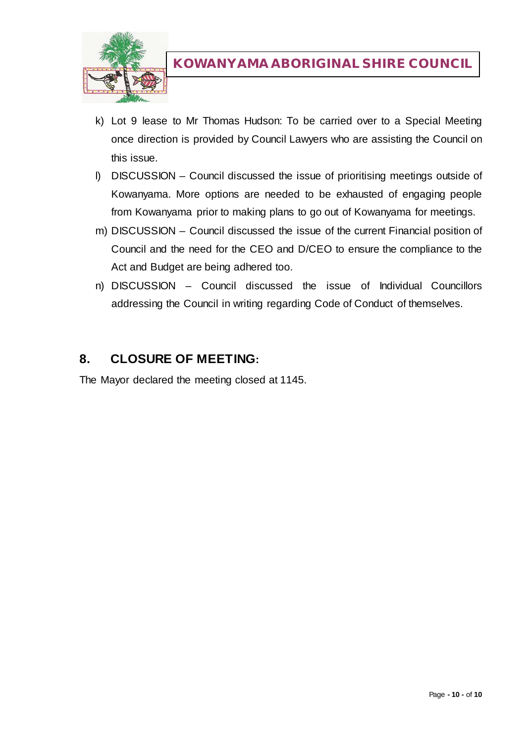k) Lot 9 lease to Mr Thomas Hudson: To be carried over to a Special Meeting once direction is provided by Council Lawyers who are assisting the Council on this issue.

l) DISCUSSION – Council discussed the issue of prioritising meetings outside of Kowanyama. More options are needed to be exhausted of engaging people from Kowanyama prior to making plans to go out of Kowanyama for meetings.

m) DISCUSSION – Council discussed the issue of the current Financial position of Council and the need for the CEO and D/CEO to ensure the compliance to the Act and Budget are being adhered too.

n) DISCUSSION – Council discussed the issue of Individual Councillors addressing the Council in writing regarding Code of Conduct of themselves.

## 8. CLOSURE OF MEETING:

The Mayor declared the meeting closed at 1145.